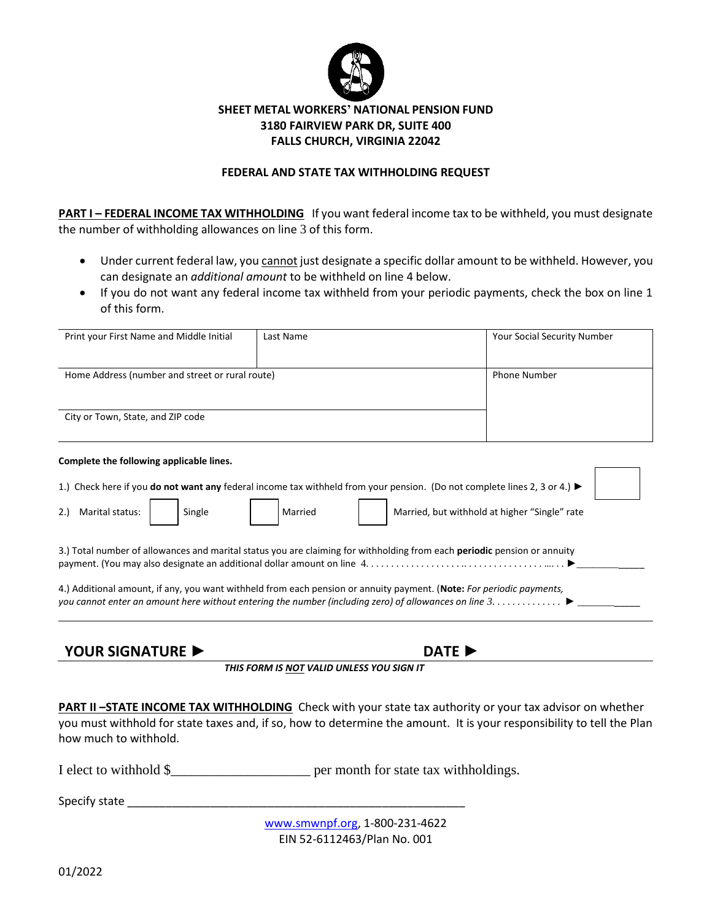**SHEET METAL WORKERS' NATIONAL PENSION FUND**
**3180 FAIRVIEW PARK DR, SUITE 400**
**FALLS CHURCH, VIRGINIA 22042**

# FEDERAL AND STATE TAX WITHHOLDING REQUEST

**PART I – FEDERAL INCOME TAX WITHHOLDING** If you want federal income tax to be withheld, you must designate the number of withholding allowances on line 3 of this form.

- Under current federal law, you cannot just designate a specific dollar amount to be withheld. However, you can designate an *additional amount* to be withheld on line 4 below.
- If you do not want any federal income tax withheld from your periodic payments, check the box on line 1 of this form.

| Print your First Name and Middle Initial | Last Name | Your Social Security Number |
|---|---|---|
| Home Address (number and street or rural route) | | Phone Number |
| City or Town, State, and ZIP code | | |

**Complete the following applicable lines.**

1.) Check here if you **do not want any** federal income tax withheld from your pension. (Do not complete lines 2, 3 or 4.) ► ☐

2.) Marital status: ☐ Single ☐ Married ☐ Married, but withhold at higher "Single" rate

3.) Total number of allowances and marital status you are claiming for withholding from each **periodic** pension or annuity payment. (You may also designate an additional dollar amount on line 4. . . . . . . . . . . . . . . . . . . . . . . . . . . . . . . . . . . . . . . ► ____________

4.) Additional amount, if any, you want withheld from each pension or annuity payment. (**Note:** *For periodic payments, you cannot enter an amount here without entering the number (including zero) of allowances on line 3. . . . . . . . . . . . .* ► ____________

**YOUR SIGNATURE ►** **DATE ►**

***THIS FORM IS NOT VALID UNLESS YOU SIGN IT***

**PART II –STATE INCOME TAX WITHHOLDING** Check with your state tax authority or your tax advisor on whether you must withhold for state taxes and, if so, how to determine the amount. It is your responsibility to tell the Plan how much to withhold.

I elect to withhold $____________________ per month for state tax withholdings.

Specify state ______________________________________________________

www.smwnpf.org, 1-800-231-4622
EIN 52-6112463/Plan No. 001

01/2022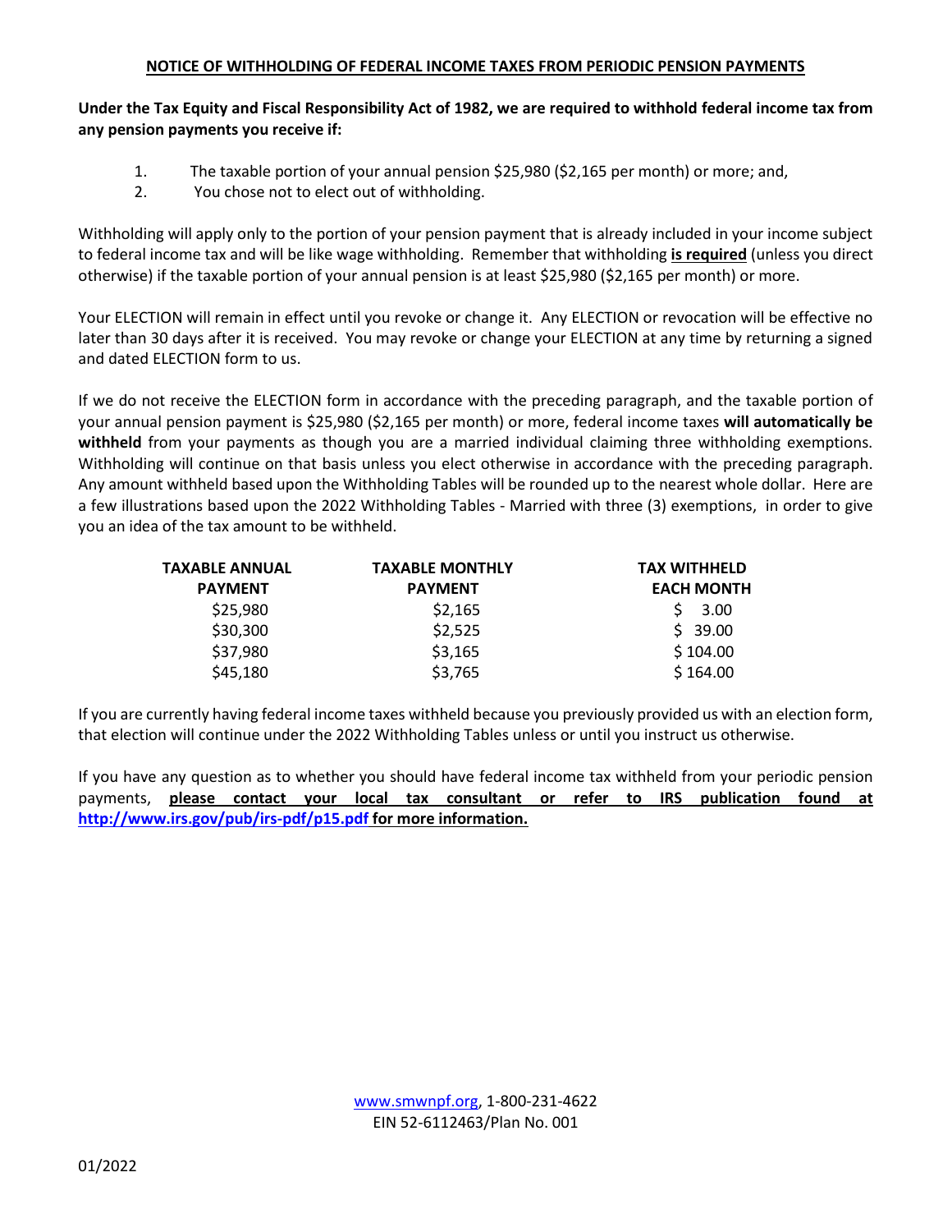# NOTICE OF WITHHOLDING OF FEDERAL INCOME TAXES FROM PERIODIC PENSION PAYMENTS

**Under the Tax Equity and Fiscal Responsibility Act of 1982, we are required to withhold federal income tax from any pension payments you receive if:**

1. The taxable portion of your annual pension $25,980 ($2,165 per month) or more; and,
2. You chose not to elect out of withholding.

Withholding will apply only to the portion of your pension payment that is already included in your income subject to federal income tax and will be like wage withholding. Remember that withholding **is required** (unless you direct otherwise) if the taxable portion of your annual pension is at least $25,980 ($2,165 per month) or more.

Your ELECTION will remain in effect until you revoke or change it. Any ELECTION or revocation will be effective no later than 30 days after it is received. You may revoke or change your ELECTION at any time by returning a signed and dated ELECTION form to us.

If we do not receive the ELECTION form in accordance with the preceding paragraph, and the taxable portion of your annual pension payment is $25,980 ($2,165 per month) or more, federal income taxes **will automatically be withheld** from your payments as though you are a married individual claiming three withholding exemptions. Withholding will continue on that basis unless you elect otherwise in accordance with the preceding paragraph. Any amount withheld based upon the Withholding Tables will be rounded up to the nearest whole dollar. Here are a few illustrations based upon the 2022 Withholding Tables - Married with three (3) exemptions, in order to give you an idea of the tax amount to be withheld.

| TAXABLE ANNUAL PAYMENT | TAXABLE MONTHLY PAYMENT | TAX WITHHELD EACH MONTH |
|---|---|---|
| $25,980 | $2,165 | $ 3.00 |
| $30,300 | $2,525 | $ 39.00 |
| $37,980 | $3,165 | $ 104.00 |
| $45,180 | $3,765 | $ 164.00 |

If you are currently having federal income taxes withheld because you previously provided us with an election form, that election will continue under the 2022 Withholding Tables unless or until you instruct us otherwise.

If you have any question as to whether you should have federal income tax withheld from your periodic pension payments, **please contact your local tax consultant or refer to IRS publication found at http://www.irs.gov/pub/irs-pdf/p15.pdf for more information.**

www.smwnpf.org, 1-800-231-4622
EIN 52-6112463/Plan No. 001

01/2022